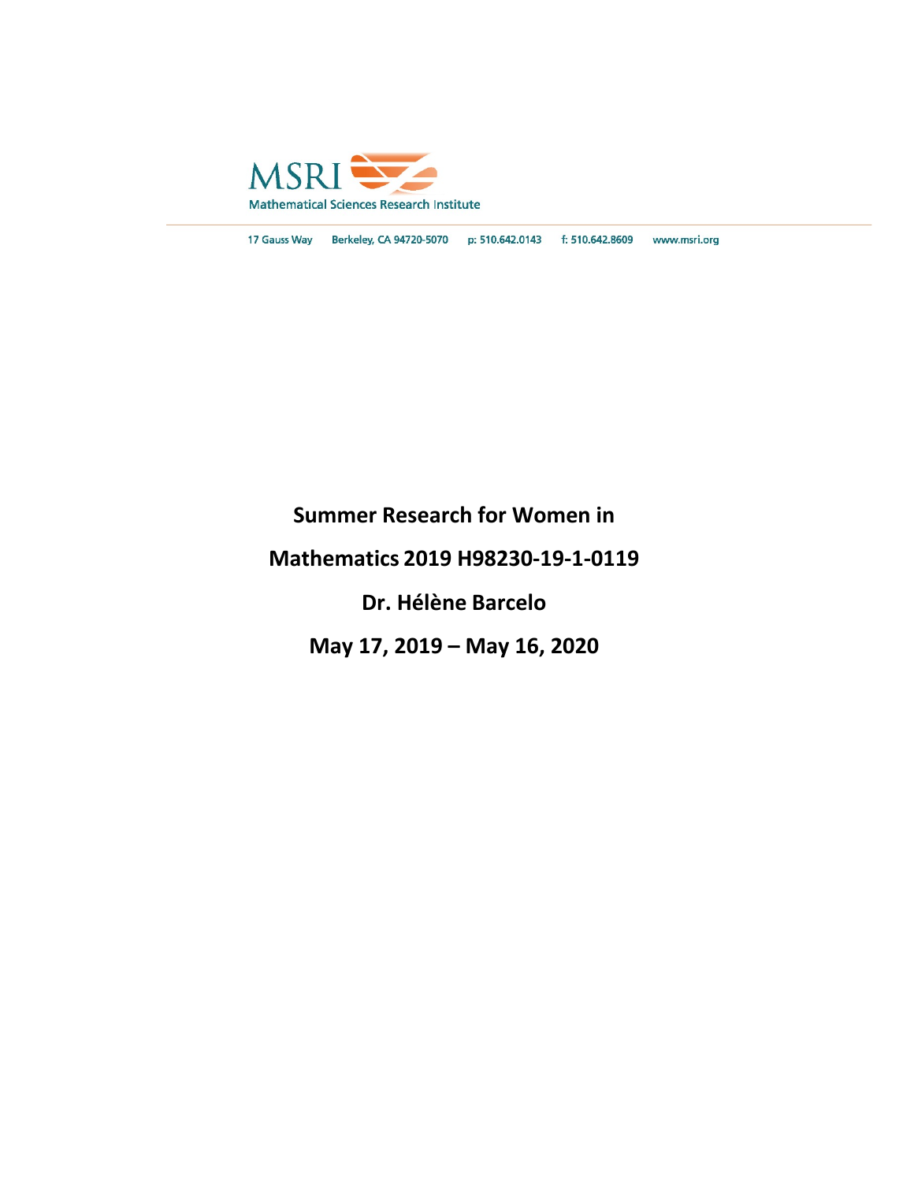MSRI

Mathematical Sciences Research Institute

17 Gauss Way    Berkeley, CA 94720-5070    p: 510.642.0143    f: 510.642.8609    www.msri.org

**Summer Research for Women in**

**Mathematics 2019 H98230-19-1-0119**

**Dr. Hélène Barcelo**

**May 17, 2019 – May 16, 2020**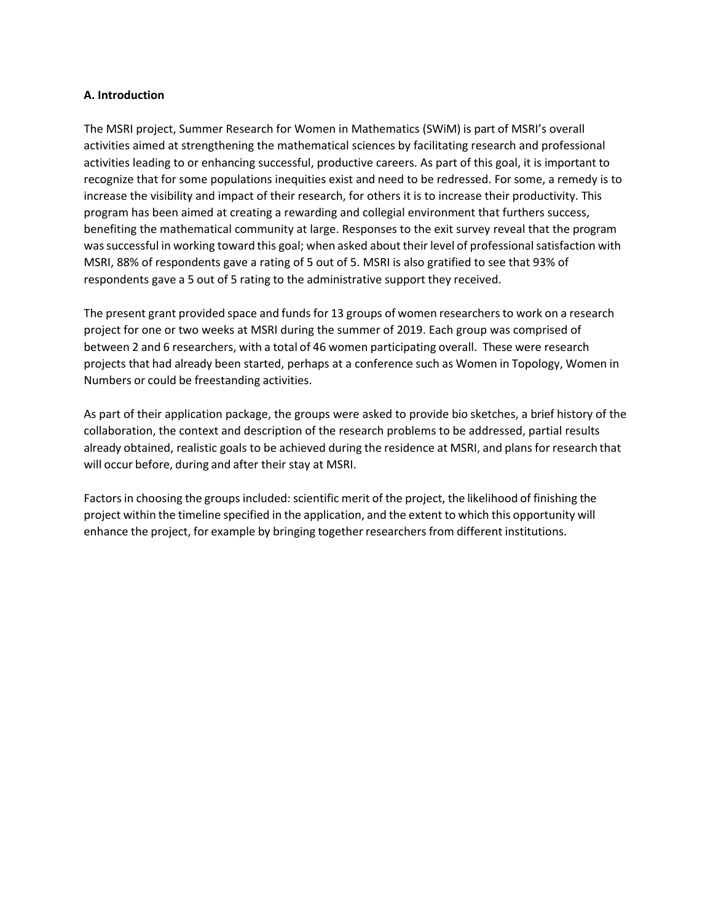**A. Introduction**

The MSRI project, Summer Research for Women in Mathematics (SWiM) is part of MSRI's overall activities aimed at strengthening the mathematical sciences by facilitating research and professional activities leading to or enhancing successful, productive careers. As part of this goal, it is important to recognize that for some populations inequities exist and need to be redressed. For some, a remedy is to increase the visibility and impact of their research, for others it is to increase their productivity. This program has been aimed at creating a rewarding and collegial environment that furthers success, benefiting the mathematical community at large. Responses to the exit survey reveal that the program was successful in working toward this goal; when asked about their level of professional satisfaction with MSRI, 88% of respondents gave a rating of 5 out of 5. MSRI is also gratified to see that 93% of respondents gave a 5 out of 5 rating to the administrative support they received.

The present grant provided space and funds for 13 groups of women researchers to work on a research project for one or two weeks at MSRI during the summer of 2019. Each group was comprised of between 2 and 6 researchers, with a total of 46 women participating overall. These were research projects that had already been started, perhaps at a conference such as Women in Topology, Women in Numbers or could be freestanding activities.

As part of their application package, the groups were asked to provide bio sketches, a brief history of the collaboration, the context and description of the research problems to be addressed, partial results already obtained, realistic goals to be achieved during the residence at MSRI, and plans for research that will occur before, during and after their stay at MSRI.

Factors in choosing the groups included: scientific merit of the project, the likelihood of finishing the project within the timeline specified in the application, and the extent to which this opportunity will enhance the project, for example by bringing together researchers from different institutions.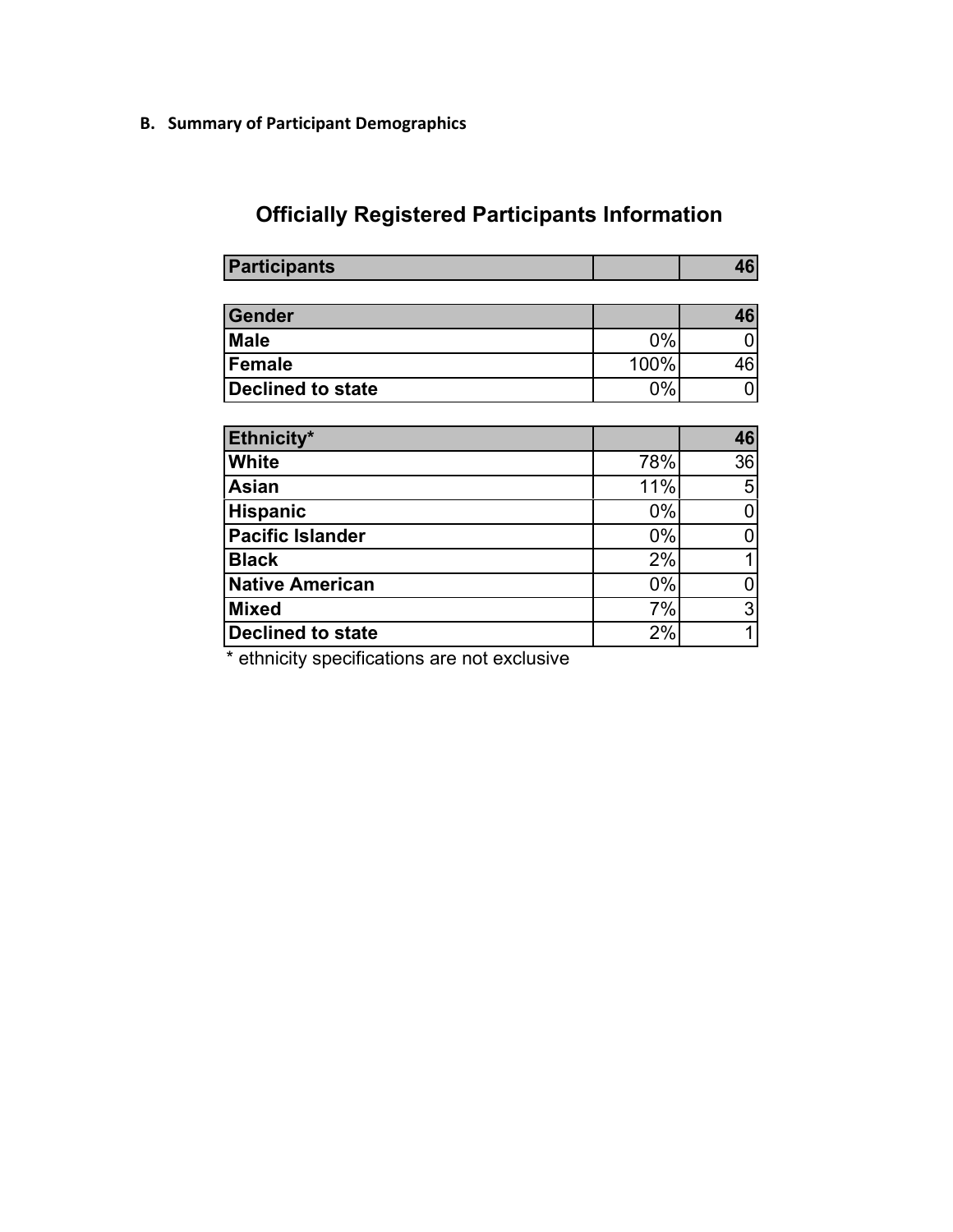**B. Summary of Participant Demographics**

## Officially Registered Participants Information

| Participants | | 46 |
|---|---|---|

| Gender | | 46 |
|---|---|---|
| Male | 0% | 0 |
| Female | 100% | 46 |
| Declined to state | 0% | 0 |

| Ethnicity* | | 46 |
|---|---|---|
| White | 78% | 36 |
| Asian | 11% | 5 |
| Hispanic | 0% | 0 |
| Pacific Islander | 0% | 0 |
| Black | 2% | 1 |
| Native American | 0% | 0 |
| Mixed | 7% | 3 |
| Declined to state | 2% | 1 |

* ethnicity specifications are not exclusive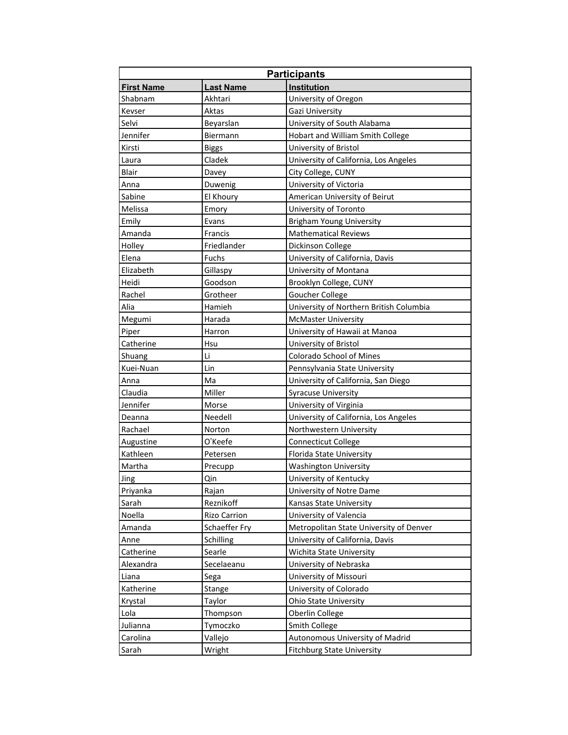## Participants

| First Name | Last Name | Institution |
|---|---|---|
| Shabnam | Akhtari | University of Oregon |
| Kevser | Aktas | Gazi University |
| Selvi | Beyarslan | University of South Alabama |
| Jennifer | Biermann | Hobart and William Smith College |
| Kirsti | Biggs | University of Bristol |
| Laura | Cladek | University of California, Los Angeles |
| Blair | Davey | City College, CUNY |
| Anna | Duwenig | University of Victoria |
| Sabine | El Khoury | American University of Beirut |
| Melissa | Emory | University of Toronto |
| Emily | Evans | Brigham Young University |
| Amanda | Francis | Mathematical Reviews |
| Holley | Friedlander | Dickinson College |
| Elena | Fuchs | University of California, Davis |
| Elizabeth | Gillaspy | University of Montana |
| Heidi | Goodson | Brooklyn College, CUNY |
| Rachel | Grotheer | Goucher College |
| Alia | Hamieh | University of Northern British Columbia |
| Megumi | Harada | McMaster University |
| Piper | Harron | University of Hawaii at Manoa |
| Catherine | Hsu | University of Bristol |
| Shuang | Li | Colorado School of Mines |
| Kuei-Nuan | Lin | Pennsylvania State University |
| Anna | Ma | University of California, San Diego |
| Claudia | Miller | Syracuse University |
| Jennifer | Morse | University of Virginia |
| Deanna | Needell | University of California, Los Angeles |
| Rachael | Norton | Northwestern University |
| Augustine | O'Keefe | Connecticut College |
| Kathleen | Petersen | Florida State University |
| Martha | Precupp | Washington University |
| Jing | Qin | University of Kentucky |
| Priyanka | Rajan | University of Notre Dame |
| Sarah | Reznikoff | Kansas State University |
| Noella | Rizo Carrion | University of Valencia |
| Amanda | Schaeffer Fry | Metropolitan State University of Denver |
| Anne | Schilling | University of California, Davis |
| Catherine | Searle | Wichita State University |
| Alexandra | Secelaeanu | University of Nebraska |
| Liana | Sega | University of Missouri |
| Katherine | Stange | University of Colorado |
| Krystal | Taylor | Ohio State University |
| Lola | Thompson | Oberlin College |
| Julianna | Tymoczko | Smith College |
| Carolina | Vallejo | Autonomous University of Madrid |
| Sarah | Wright | Fitchburg State University |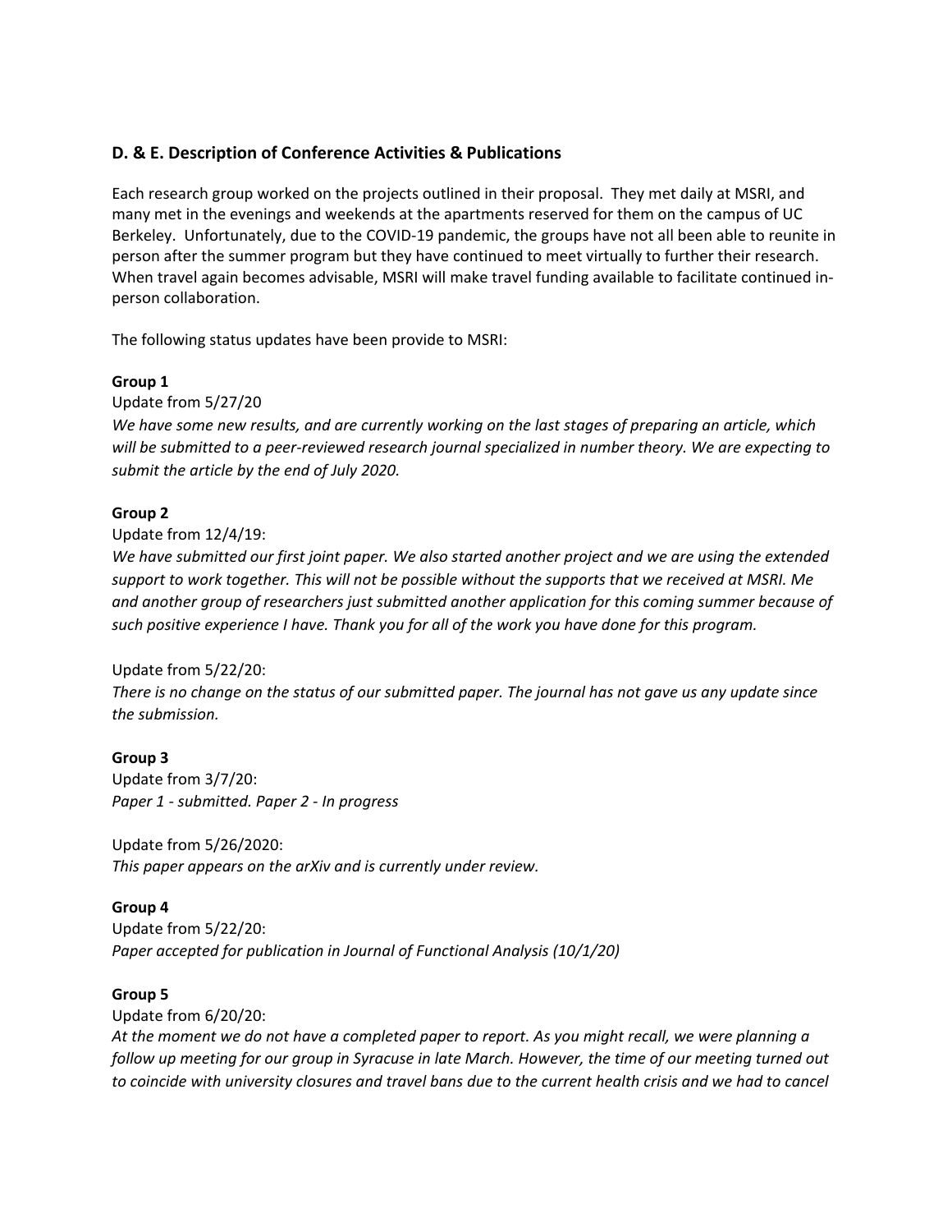## D. & E. Description of Conference Activities & Publications

Each research group worked on the projects outlined in their proposal. They met daily at MSRI, and many met in the evenings and weekends at the apartments reserved for them on the campus of UC Berkeley. Unfortunately, due to the COVID-19 pandemic, the groups have not all been able to reunite in person after the summer program but they have continued to meet virtually to further their research. When travel again becomes advisable, MSRI will make travel funding available to facilitate continued in-person collaboration.

The following status updates have been provide to MSRI:

**Group 1**

Update from 5/27/20

*We have some new results, and are currently working on the last stages of preparing an article, which will be submitted to a peer-reviewed research journal specialized in number theory. We are expecting to submit the article by the end of July 2020.*

**Group 2**

Update from 12/4/19:

*We have submitted our first joint paper. We also started another project and we are using the extended support to work together. This will not be possible without the supports that we received at MSRI. Me and another group of researchers just submitted another application for this coming summer because of such positive experience I have. Thank you for all of the work you have done for this program.*

Update from 5/22/20:

*There is no change on the status of our submitted paper. The journal has not gave us any update since the submission.*

**Group 3**

Update from 3/7/20:

*Paper 1 - submitted. Paper 2 - In progress*

Update from 5/26/2020:

*This paper appears on the arXiv and is currently under review.*

**Group 4**

Update from 5/22/20:

*Paper accepted for publication in Journal of Functional Analysis (10/1/20)*

**Group 5**

Update from 6/20/20:

*At the moment we do not have a completed paper to report. As you might recall, we were planning a follow up meeting for our group in Syracuse in late March. However, the time of our meeting turned out to coincide with university closures and travel bans due to the current health crisis and we had to cancel*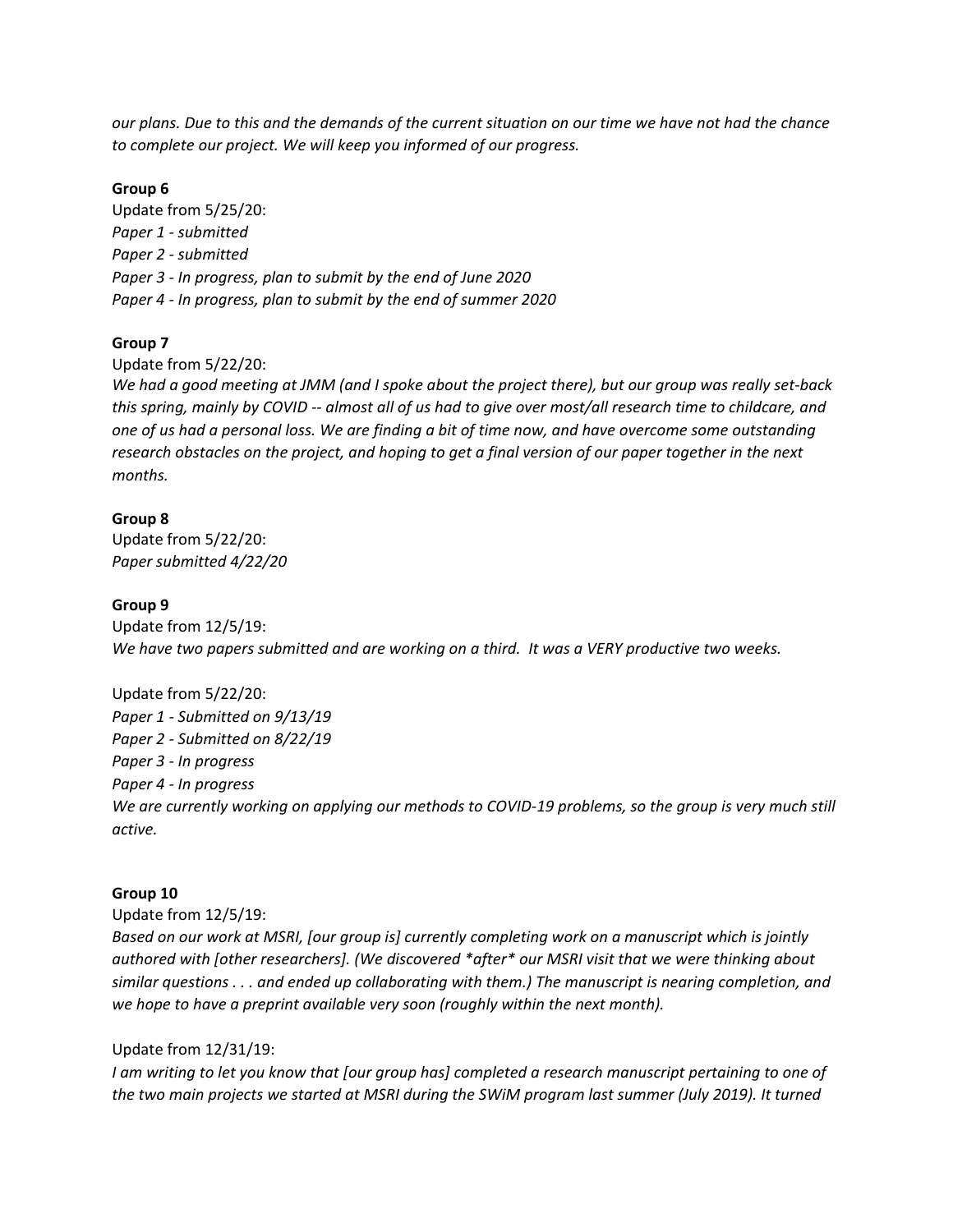*our plans. Due to this and the demands of the current situation on our time we have not had the chance to complete our project. We will keep you informed of our progress.*

**Group 6**

Update from 5/25/20:

*Paper 1 - submitted*

*Paper 2 - submitted*

*Paper 3 - In progress, plan to submit by the end of June 2020*

*Paper 4 - In progress, plan to submit by the end of summer 2020*

**Group 7**

Update from 5/22/20:

*We had a good meeting at JMM (and I spoke about the project there), but our group was really set-back this spring, mainly by COVID -- almost all of us had to give over most/all research time to childcare, and one of us had a personal loss. We are finding a bit of time now, and have overcome some outstanding research obstacles on the project, and hoping to get a final version of our paper together in the next months.*

**Group 8**

Update from 5/22/20:

*Paper submitted 4/22/20*

**Group 9**

Update from 12/5/19:

*We have two papers submitted and are working on a third. It was a VERY productive two weeks.*

Update from 5/22/20:

*Paper 1 - Submitted on 9/13/19*

*Paper 2 - Submitted on 8/22/19*

*Paper 3 - In progress*

*Paper 4 - In progress*

*We are currently working on applying our methods to COVID-19 problems, so the group is very much still active.*

**Group 10**

Update from 12/5/19:

*Based on our work at MSRI, [our group is] currently completing work on a manuscript which is jointly authored with [other researchers]. (We discovered *after* our MSRI visit that we were thinking about similar questions . . . and ended up collaborating with them.) The manuscript is nearing completion, and we hope to have a preprint available very soon (roughly within the next month).*

Update from 12/31/19:

*I am writing to let you know that [our group has] completed a research manuscript pertaining to one of the two main projects we started at MSRI during the SWiM program last summer (July 2019). It turned*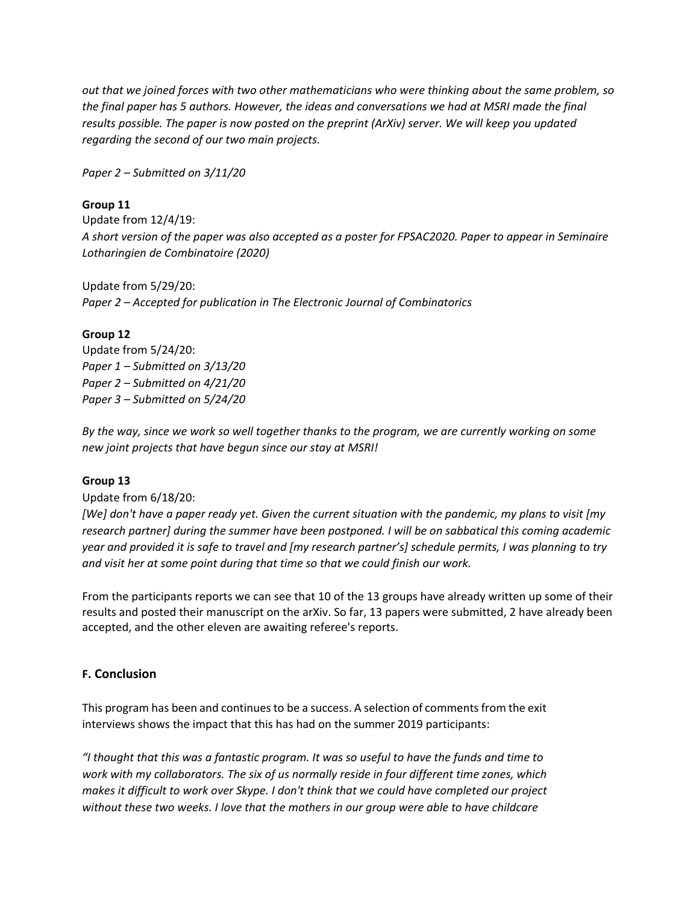*out that we joined forces with two other mathematicians who were thinking about the same problem, so the final paper has 5 authors. However, the ideas and conversations we had at MSRI made the final results possible. The paper is now posted on the preprint (ArXiv) server. We will keep you updated regarding the second of our two main projects.*

*Paper 2 – Submitted on 3/11/20*

**Group 11**

Update from 12/4/19:
*A short version of the paper was also accepted as a poster for FPSAC2020. Paper to appear in Seminaire Lotharingien de Combinatoire (2020)*

Update from 5/29/20:
*Paper 2 – Accepted for publication in The Electronic Journal of Combinatorics*

**Group 12**

Update from 5/24/20:
*Paper 1 – Submitted on 3/13/20*
*Paper 2 – Submitted on 4/21/20*
*Paper 3 – Submitted on 5/24/20*

*By the way, since we work so well together thanks to the program, we are currently working on some new joint projects that have begun since our stay at MSRI!*

**Group 13**

Update from 6/18/20:
*[We] don't have a paper ready yet. Given the current situation with the pandemic, my plans to visit [my research partner] during the summer have been postponed. I will be on sabbatical this coming academic year and provided it is safe to travel and [my research partner's] schedule permits, I was planning to try and visit her at some point during that time so that we could finish our work.*

From the participants reports we can see that 10 of the 13 groups have already written up some of their results and posted their manuscript on the arXiv. So far, 13 papers were submitted, 2 have already been accepted, and the other eleven are awaiting referee's reports.

## F. Conclusion

This program has been and continues to be a success. A selection of comments from the exit interviews shows the impact that this has had on the summer 2019 participants:

*"I thought that this was a fantastic program. It was so useful to have the funds and time to work with my collaborators. The six of us normally reside in four different time zones, which makes it difficult to work over Skype. I don't think that we could have completed our project without these two weeks. I love that the mothers in our group were able to have childcare*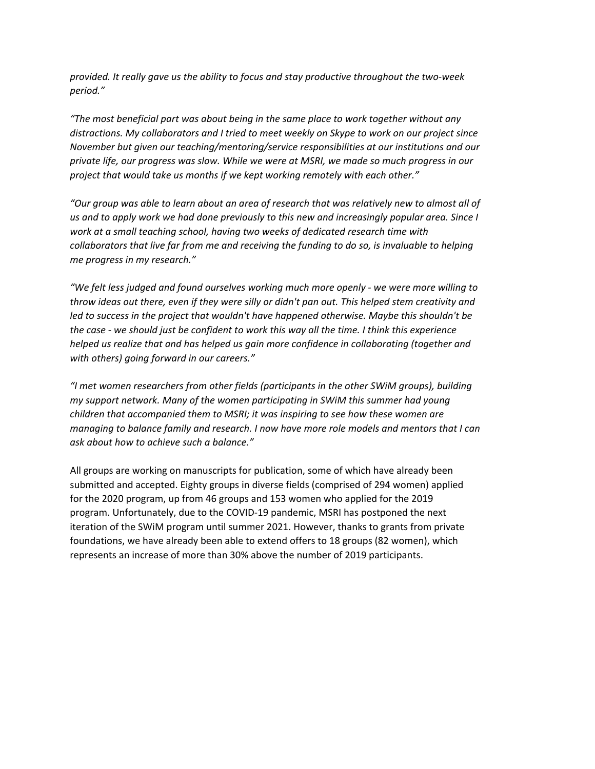*provided. It really gave us the ability to focus and stay productive throughout the two-week period."*

*"The most beneficial part was about being in the same place to work together without any distractions. My collaborators and I tried to meet weekly on Skype to work on our project since November but given our teaching/mentoring/service responsibilities at our institutions and our private life, our progress was slow. While we were at MSRI, we made so much progress in our project that would take us months if we kept working remotely with each other."*

*"Our group was able to learn about an area of research that was relatively new to almost all of us and to apply work we had done previously to this new and increasingly popular area. Since I work at a small teaching school, having two weeks of dedicated research time with collaborators that live far from me and receiving the funding to do so, is invaluable to helping me progress in my research."*

*"We felt less judged and found ourselves working much more openly - we were more willing to throw ideas out there, even if they were silly or didn't pan out. This helped stem creativity and led to success in the project that wouldn't have happened otherwise. Maybe this shouldn't be the case - we should just be confident to work this way all the time. I think this experience helped us realize that and has helped us gain more confidence in collaborating (together and with others) going forward in our careers."*

*"I met women researchers from other fields (participants in the other SWiM groups), building my support network. Many of the women participating in SWiM this summer had young children that accompanied them to MSRI; it was inspiring to see how these women are managing to balance family and research. I now have more role models and mentors that I can ask about how to achieve such a balance."*

All groups are working on manuscripts for publication, some of which have already been submitted and accepted. Eighty groups in diverse fields (comprised of 294 women) applied for the 2020 program, up from 46 groups and 153 women who applied for the 2019 program. Unfortunately, due to the COVID-19 pandemic, MSRI has postponed the next iteration of the SWiM program until summer 2021. However, thanks to grants from private foundations, we have already been able to extend offers to 18 groups (82 women), which represents an increase of more than 30% above the number of 2019 participants.